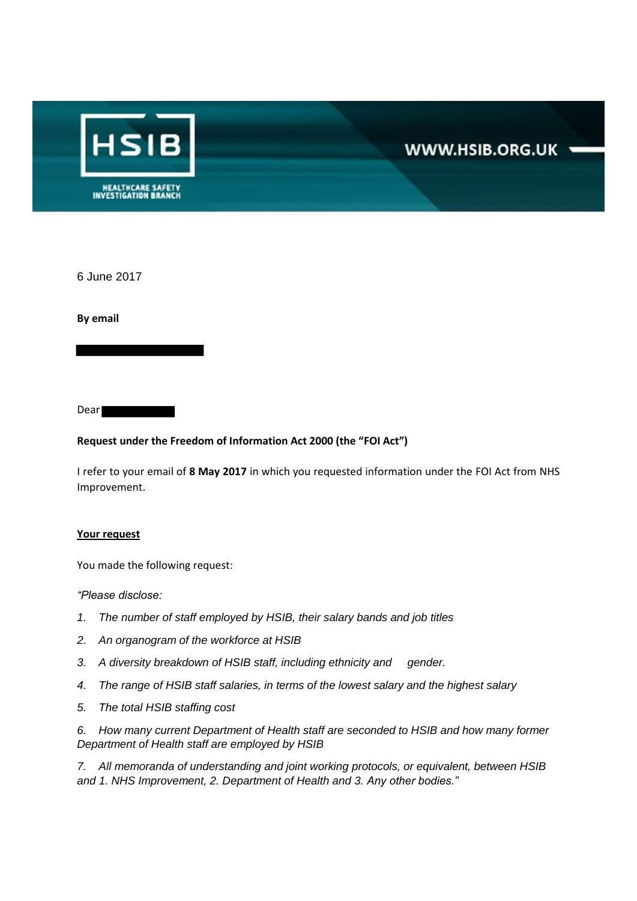HSIB

HEALTHCARE SAFETY INVESTIGATION BRANCH

WWW.HSIB.ORG.UK

6 June 2017

**By email**

Dear

**Request under the Freedom of Information Act 2000 (the "FOI Act")**

I refer to your email of **8 May 2017** in which you requested information under the FOI Act from NHS Improvement.

**Your request**

You made the following request:

*"Please disclose:*

1. *The number of staff employed by HSIB, their salary bands and job titles*
2. *An organogram of the workforce at HSIB*
3. *A diversity breakdown of HSIB staff, including ethnicity and gender.*
4. *The range of HSIB staff salaries, in terms of the lowest salary and the highest salary*
5. *The total HSIB staffing cost*
6. *How many current Department of Health staff are seconded to HSIB and how many former Department of Health staff are employed by HSIB*
7. *All memoranda of understanding and joint working protocols, or equivalent, between HSIB and 1. NHS Improvement, 2. Department of Health and 3. Any other bodies."*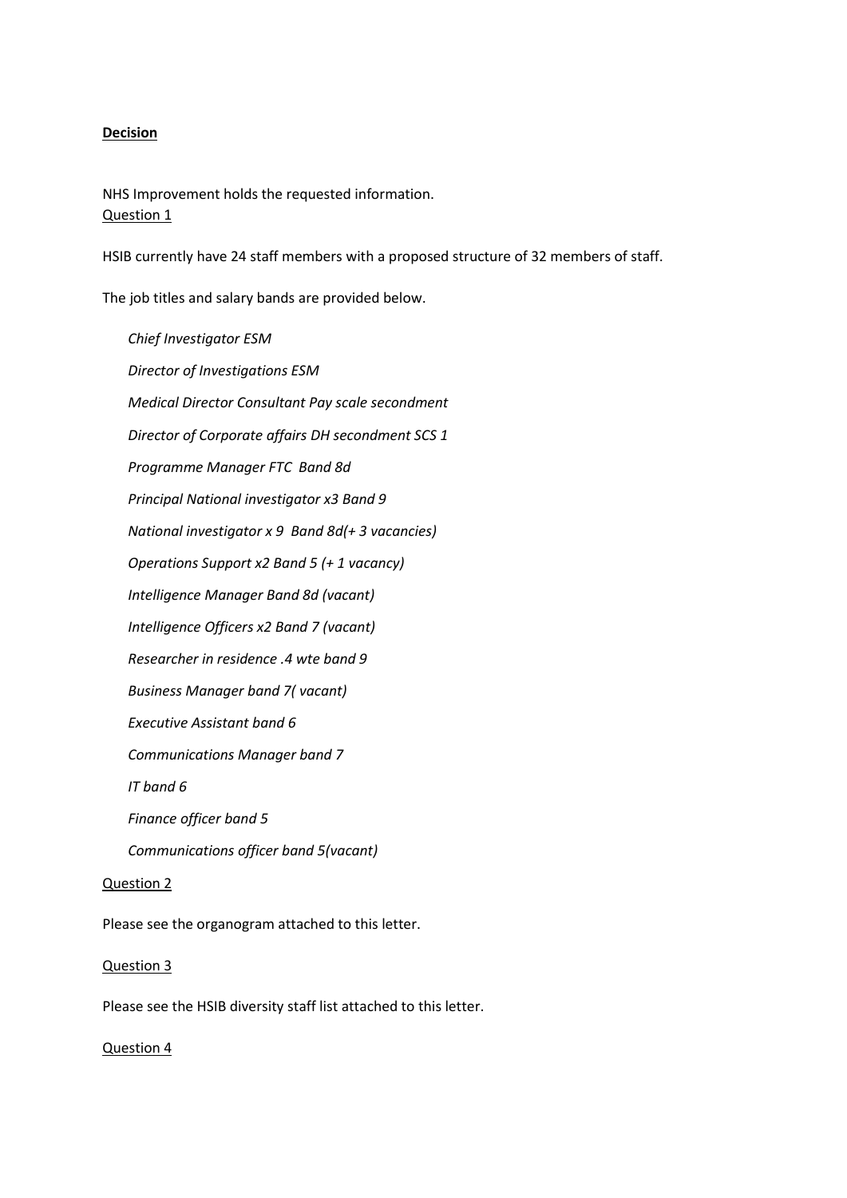**Decision**

NHS Improvement holds the requested information.

Question 1

HSIB currently have 24 staff members with a proposed structure of 32 members of staff.

The job titles and salary bands are provided below.

*Chief Investigator ESM*

*Director of Investigations ESM*

*Medical Director Consultant Pay scale secondment*

*Director of Corporate affairs DH secondment SCS 1*

*Programme Manager FTC Band 8d*

*Principal National investigator x3 Band 9*

*National investigator x 9 Band 8d(+ 3 vacancies)*

*Operations Support x2 Band 5 (+ 1 vacancy)*

*Intelligence Manager Band 8d (vacant)*

*Intelligence Officers x2 Band 7 (vacant)*

*Researcher in residence .4 wte band 9*

*Business Manager band 7( vacant)*

*Executive Assistant band 6*

*Communications Manager band 7*

*IT band 6*

*Finance officer band 5*

*Communications officer band 5(vacant)*

Question 2

Please see the organogram attached to this letter.

Question 3

Please see the HSIB diversity staff list attached to this letter.

Question 4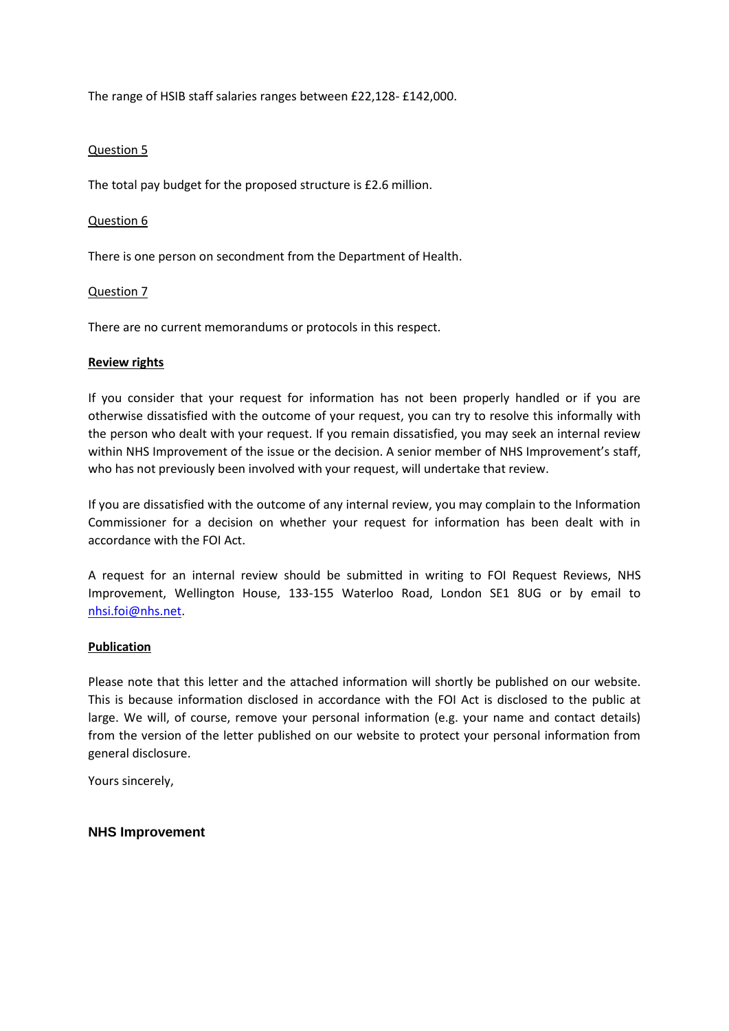The range of HSIB staff salaries ranges between £22,128- £142,000.

Question 5

The total pay budget for the proposed structure is £2.6 million.

Question 6

There is one person on secondment from the Department of Health.

Question 7

There are no current memorandums or protocols in this respect.

**Review rights**

If you consider that your request for information has not been properly handled or if you are otherwise dissatisfied with the outcome of your request, you can try to resolve this informally with the person who dealt with your request. If you remain dissatisfied, you may seek an internal review within NHS Improvement of the issue or the decision. A senior member of NHS Improvement's staff, who has not previously been involved with your request, will undertake that review.

If you are dissatisfied with the outcome of any internal review, you may complain to the Information Commissioner for a decision on whether your request for information has been dealt with in accordance with the FOI Act.

A request for an internal review should be submitted in writing to FOI Request Reviews, NHS Improvement, Wellington House, 133-155 Waterloo Road, London SE1 8UG or by email to nhsi.foi@nhs.net.

**Publication**

Please note that this letter and the attached information will shortly be published on our website. This is because information disclosed in accordance with the FOI Act is disclosed to the public at large. We will, of course, remove your personal information (e.g. your name and contact details) from the version of the letter published on our website to protect your personal information from general disclosure.

Yours sincerely,

**NHS Improvement**